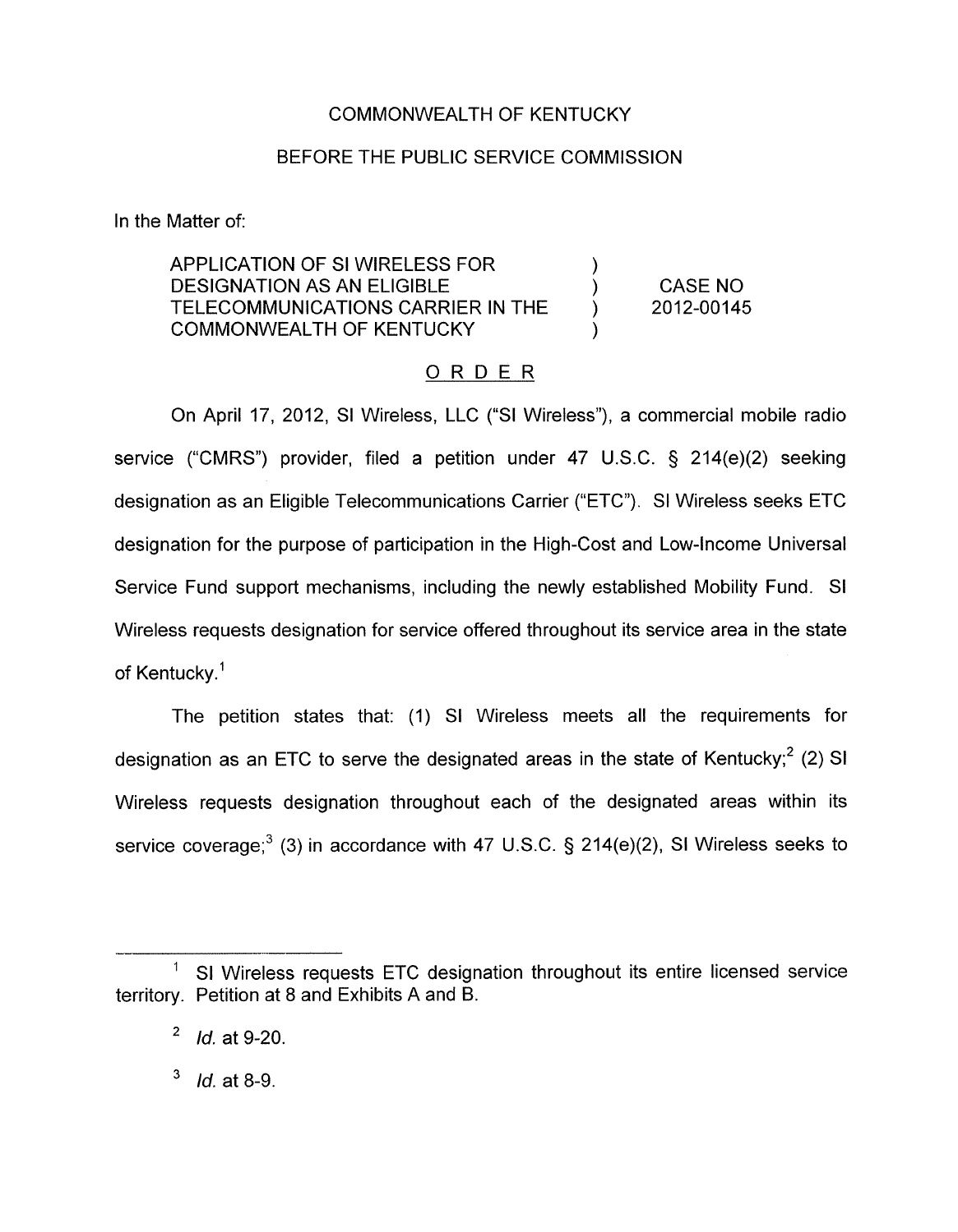COMMONWEALTH OF KENTUCKY

BEFORE THE PUBLIC SERVICE COMMISSION

In the Matter of:

| | | |
|---|---|---|
| APPLICATION OF SI WIRELESS FOR DESIGNATION AS AN ELIGIBLE TELECOMMUNICATIONS CARRIER IN THE COMMONWEALTH OF KENTUCKY | ) ) ) ) | CASE NO 2012-00145 |

## ORDER

On April 17, 2012, SI Wireless, LLC ("SI Wireless"), a commercial mobile radio service ("CMRS") provider, filed a petition under 47 U.S.C. § 214(e)(2) seeking designation as an Eligible Telecommunications Carrier ("ETC"). SI Wireless seeks ETC designation for the purpose of participation in the High-Cost and Low-Income Universal Service Fund support mechanisms, including the newly established Mobility Fund. SI Wireless requests designation for service offered throughout its service area in the state of Kentucky.[1]

The petition states that: (1) SI Wireless meets all the requirements for designation as an ETC to serve the designated areas in the state of Kentucky;[2] (2) SI Wireless requests designation throughout each of the designated areas within its service coverage;[3] (3) in accordance with 47 U.S.C. § 214(e)(2), SI Wireless seeks to

---

[1] SI Wireless requests ETC designation throughout its entire licensed service territory. Petition at 8 and Exhibits A and B.

[2] *Id.* at 9-20.

[3] *Id.* at 8-9.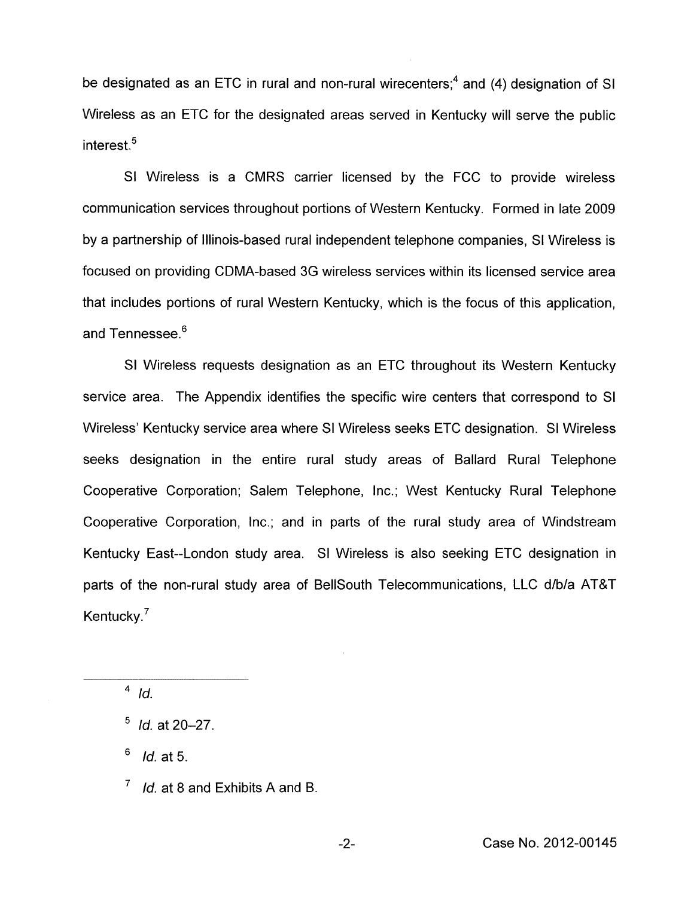be designated as an ETC in rural and non-rural wirecenters;[4] and (4) designation of SI Wireless as an ETC for the designated areas served in Kentucky will serve the public interest.[5]

SI Wireless is a CMRS carrier licensed by the FCC to provide wireless communication services throughout portions of Western Kentucky. Formed in late 2009 by a partnership of Illinois-based rural independent telephone companies, SI Wireless is focused on providing CDMA-based 3G wireless services within its licensed service area that includes portions of rural Western Kentucky, which is the focus of this application, and Tennessee.[6]

SI Wireless requests designation as an ETC throughout its Western Kentucky service area. The Appendix identifies the specific wire centers that correspond to SI Wireless' Kentucky service area where SI Wireless seeks ETC designation. SI Wireless seeks designation in the entire rural study areas of Ballard Rural Telephone Cooperative Corporation; Salem Telephone, Inc.; West Kentucky Rural Telephone Cooperative Corporation, Inc.; and in parts of the rural study area of Windstream Kentucky East--London study area. SI Wireless is also seeking ETC designation in parts of the non-rural study area of BellSouth Telecommunications, LLC d/b/a AT&T Kentucky.[7]

---

[4] *Id.*

[5] *Id.* at 20–27.

[6] *Id.* at 5.

[7] *Id.* at 8 and Exhibits A and B.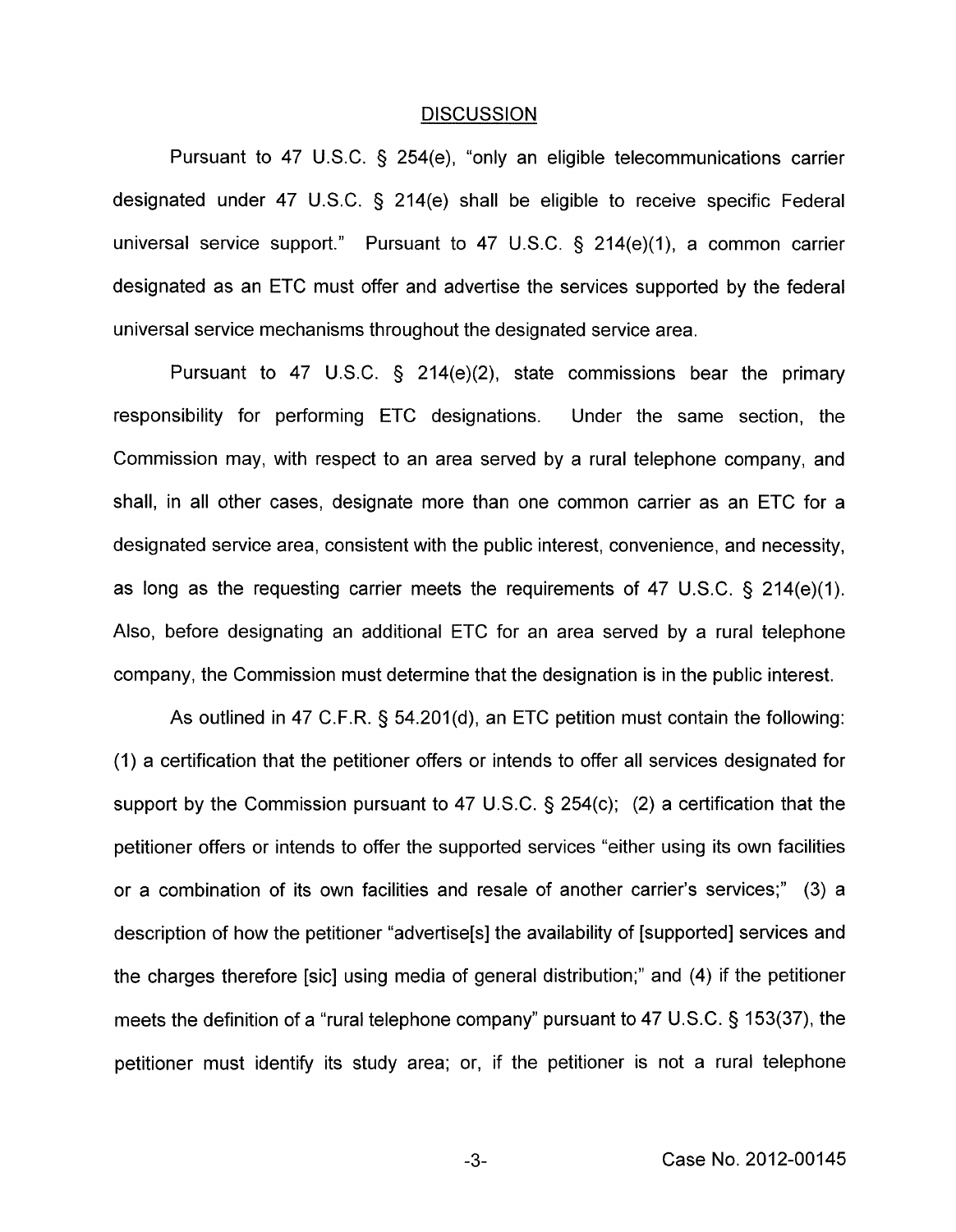## DISCUSSION

Pursuant to 47 U.S.C. § 254(e), "only an eligible telecommunications carrier designated under 47 U.S.C. § 214(e) shall be eligible to receive specific Federal universal service support." Pursuant to 47 U.S.C. § 214(e)(1), a common carrier designated as an ETC must offer and advertise the services supported by the federal universal service mechanisms throughout the designated service area.

Pursuant to 47 U.S.C. § 214(e)(2), state commissions bear the primary responsibility for performing ETC designations. Under the same section, the Commission may, with respect to an area served by a rural telephone company, and shall, in all other cases, designate more than one common carrier as an ETC for a designated service area, consistent with the public interest, convenience, and necessity, as long as the requesting carrier meets the requirements of 47 U.S.C. § 214(e)(1). Also, before designating an additional ETC for an area served by a rural telephone company, the Commission must determine that the designation is in the public interest.

As outlined in 47 C.F.R. § 54.201(d), an ETC petition must contain the following: (1) a certification that the petitioner offers or intends to offer all services designated for support by the Commission pursuant to 47 U.S.C. § 254(c); (2) a certification that the petitioner offers or intends to offer the supported services "either using its own facilities or a combination of its own facilities and resale of another carrier's services;" (3) a description of how the petitioner "advertise[s] the availability of [supported] services and the charges therefore [sic] using media of general distribution;" and (4) if the petitioner meets the definition of a "rural telephone company" pursuant to 47 U.S.C. § 153(37), the petitioner must identify its study area; or, if the petitioner is not a rural telephone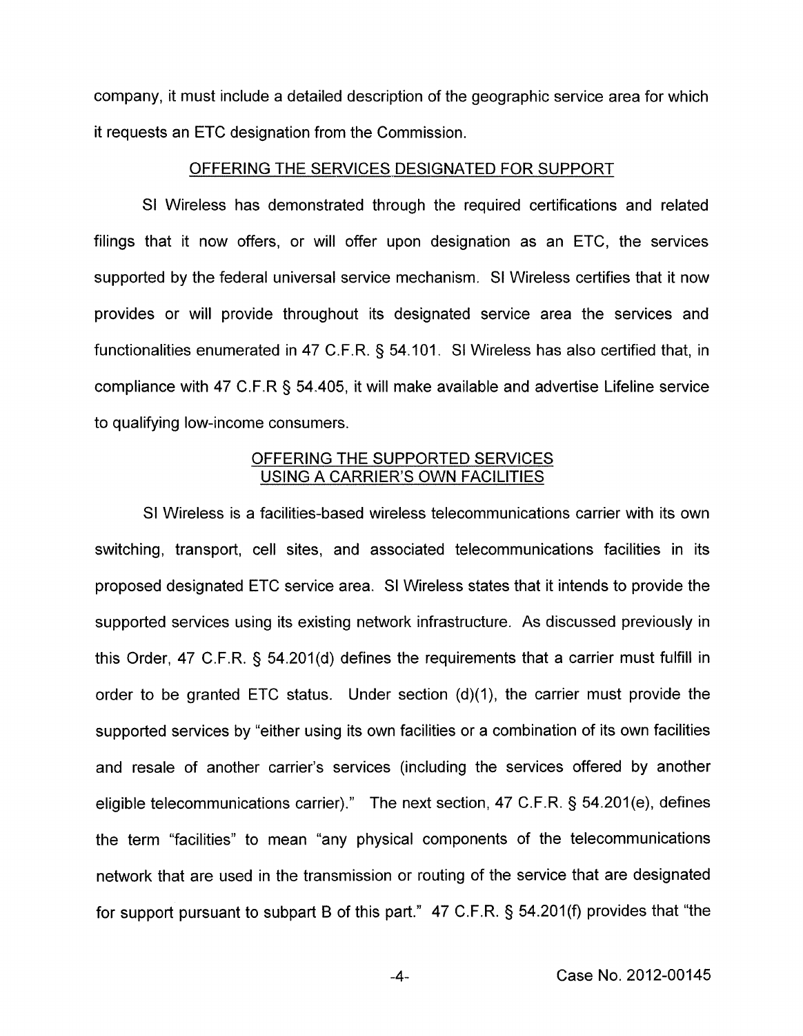company, it must include a detailed description of the geographic service area for which it requests an ETC designation from the Commission.

## OFFERING THE SERVICES DESIGNATED FOR SUPPORT

SI Wireless has demonstrated through the required certifications and related filings that it now offers, or will offer upon designation as an ETC, the services supported by the federal universal service mechanism. SI Wireless certifies that it now provides or will provide throughout its designated service area the services and functionalities enumerated in 47 C.F.R. § 54.101. SI Wireless has also certified that, in compliance with 47 C.F.R § 54.405, it will make available and advertise Lifeline service to qualifying low-income consumers.

## OFFERING THE SUPPORTED SERVICES USING A CARRIER'S OWN FACILITIES

SI Wireless is a facilities-based wireless telecommunications carrier with its own switching, transport, cell sites, and associated telecommunications facilities in its proposed designated ETC service area. SI Wireless states that it intends to provide the supported services using its existing network infrastructure. As discussed previously in this Order, 47 C.F.R. § 54.201(d) defines the requirements that a carrier must fulfill in order to be granted ETC status. Under section (d)(1), the carrier must provide the supported services by "either using its own facilities or a combination of its own facilities and resale of another carrier's services (including the services offered by another eligible telecommunications carrier)." The next section, 47 C.F.R. § 54.201(e), defines the term "facilities" to mean "any physical components of the telecommunications network that are used in the transmission or routing of the service that are designated for support pursuant to subpart B of this part." 47 C.F.R. § 54.201(f) provides that "the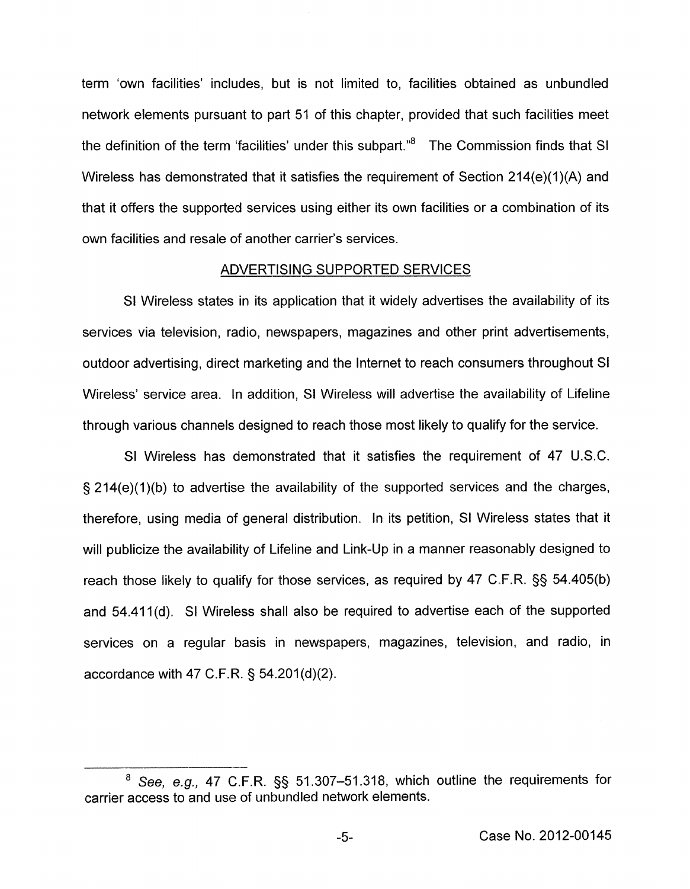term 'own facilities' includes, but is not limited to, facilities obtained as unbundled network elements pursuant to part 51 of this chapter, provided that such facilities meet the definition of the term 'facilities' under this subpart."[8] The Commission finds that SI Wireless has demonstrated that it satisfies the requirement of Section 214(e)(1)(A) and that it offers the supported services using either its own facilities or a combination of its own facilities and resale of another carrier's services.

## ADVERTISING SUPPORTED SERVICES

SI Wireless states in its application that it widely advertises the availability of its services via television, radio, newspapers, magazines and other print advertisements, outdoor advertising, direct marketing and the Internet to reach consumers throughout SI Wireless' service area. In addition, SI Wireless will advertise the availability of Lifeline through various channels designed to reach those most likely to qualify for the service.

SI Wireless has demonstrated that it satisfies the requirement of 47 U.S.C. § 214(e)(1)(b) to advertise the availability of the supported services and the charges, therefore, using media of general distribution. In its petition, SI Wireless states that it will publicize the availability of Lifeline and Link-Up in a manner reasonably designed to reach those likely to qualify for those services, as required by 47 C.F.R. §§ 54.405(b) and 54.411(d). SI Wireless shall also be required to advertise each of the supported services on a regular basis in newspapers, magazines, television, and radio, in accordance with 47 C.F.R. § 54.201(d)(2).

---

[8] *See, e.g.,* 47 C.F.R. §§ 51.307–51.318, which outline the requirements for carrier access to and use of unbundled network elements.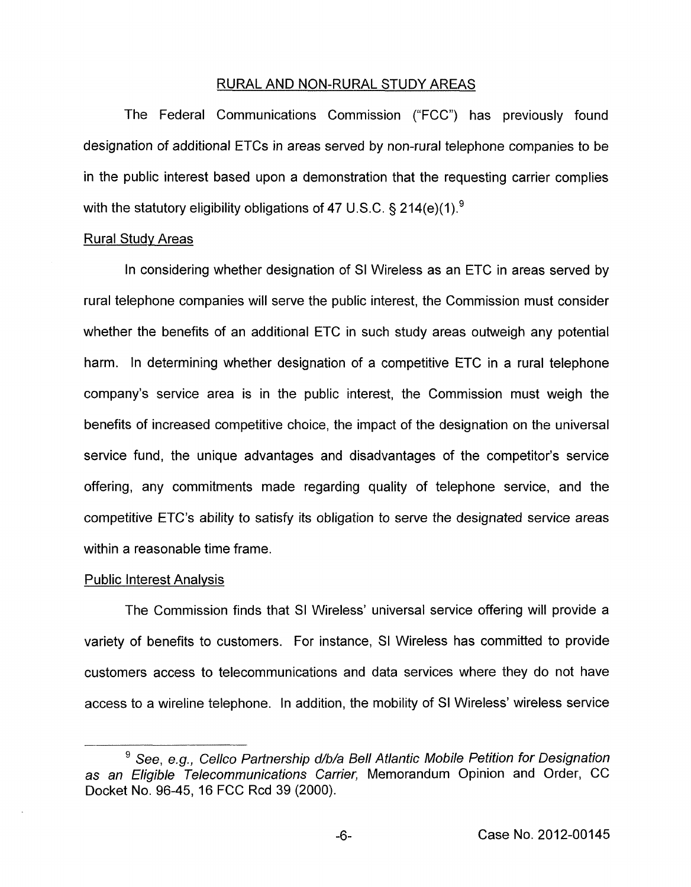## RURAL AND NON-RURAL STUDY AREAS

The Federal Communications Commission ("FCC") has previously found designation of additional ETCs in areas served by non-rural telephone companies to be in the public interest based upon a demonstration that the requesting carrier complies with the statutory eligibility obligations of 47 U.S.C. § 214(e)(1).[9]

### Rural Study Areas

In considering whether designation of SI Wireless as an ETC in areas served by rural telephone companies will serve the public interest, the Commission must consider whether the benefits of an additional ETC in such study areas outweigh any potential harm. In determining whether designation of a competitive ETC in a rural telephone company's service area is in the public interest, the Commission must weigh the benefits of increased competitive choice, the impact of the designation on the universal service fund, the unique advantages and disadvantages of the competitor's service offering, any commitments made regarding quality of telephone service, and the competitive ETC's ability to satisfy its obligation to serve the designated service areas within a reasonable time frame.

### Public Interest Analysis

The Commission finds that SI Wireless' universal service offering will provide a variety of benefits to customers. For instance, SI Wireless has committed to provide customers access to telecommunications and data services where they do not have access to a wireline telephone. In addition, the mobility of SI Wireless' wireless service

---

[9] *See, e.g., Cellco Partnership d/b/a Bell Atlantic Mobile Petition for Designation as an Eligible Telecommunications Carrier,* Memorandum Opinion and Order, CC Docket No. 96-45, 16 FCC Rcd 39 (2000).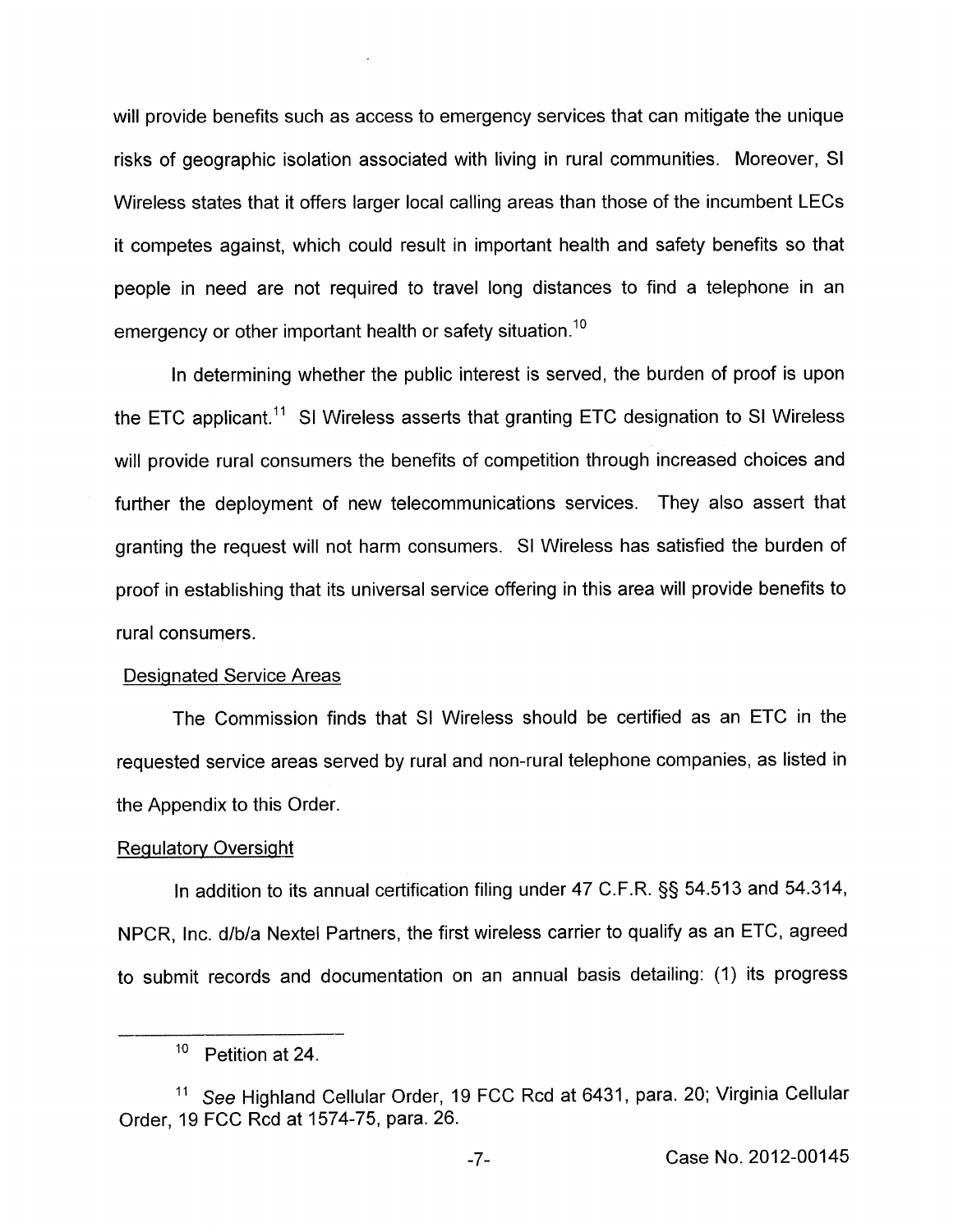will provide benefits such as access to emergency services that can mitigate the unique risks of geographic isolation associated with living in rural communities. Moreover, SI Wireless states that it offers larger local calling areas than those of the incumbent LECs it competes against, which could result in important health and safety benefits so that people in need are not required to travel long distances to find a telephone in an emergency or other important health or safety situation.[10]

In determining whether the public interest is served, the burden of proof is upon the ETC applicant.[11] SI Wireless asserts that granting ETC designation to SI Wireless will provide rural consumers the benefits of competition through increased choices and further the deployment of new telecommunications services. They also assert that granting the request will not harm consumers. SI Wireless has satisfied the burden of proof in establishing that its universal service offering in this area will provide benefits to rural consumers.

Designated Service Areas

The Commission finds that SI Wireless should be certified as an ETC in the requested service areas served by rural and non-rural telephone companies, as listed in the Appendix to this Order.

Regulatory Oversight

In addition to its annual certification filing under 47 C.F.R. §§ 54.513 and 54.314, NPCR, Inc. d/b/a Nextel Partners, the first wireless carrier to qualify as an ETC, agreed to submit records and documentation on an annual basis detailing: (1) its progress

---

[10] Petition at 24.

[11] *See* Highland Cellular Order, 19 FCC Rcd at 6431, para. 20; Virginia Cellular Order, 19 FCC Rcd at 1574-75, para. 26.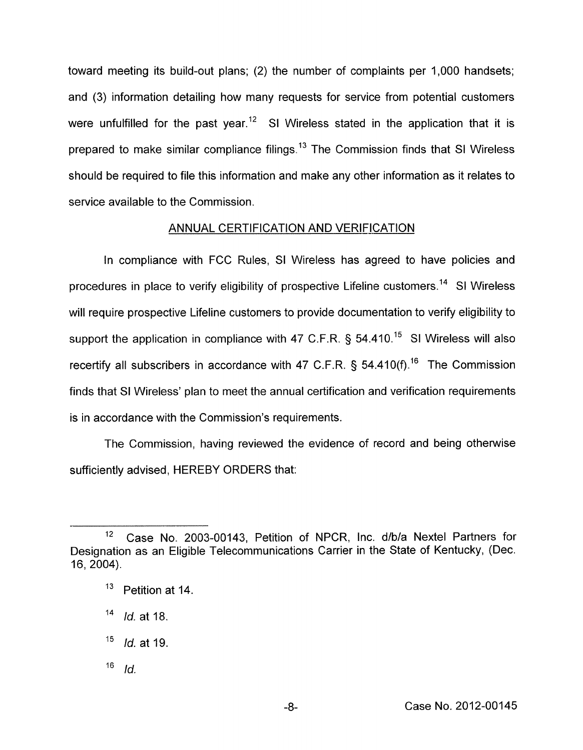toward meeting its build-out plans; (2) the number of complaints per 1,000 handsets; and (3) information detailing how many requests for service from potential customers were unfulfilled for the past year.[12] SI Wireless stated in the application that it is prepared to make similar compliance filings.[13] The Commission finds that SI Wireless should be required to file this information and make any other information as it relates to service available to the Commission.

## ANNUAL CERTIFICATION AND VERIFICATION

In compliance with FCC Rules, SI Wireless has agreed to have policies and procedures in place to verify eligibility of prospective Lifeline customers.[14] SI Wireless will require prospective Lifeline customers to provide documentation to verify eligibility to support the application in compliance with 47 C.F.R. § 54.410.[15] SI Wireless will also recertify all subscribers in accordance with 47 C.F.R. § 54.410(f).[16] The Commission finds that SI Wireless' plan to meet the annual certification and verification requirements is in accordance with the Commission's requirements.

The Commission, having reviewed the evidence of record and being otherwise sufficiently advised, HEREBY ORDERS that:

---

[12] Case No. 2003-00143, Petition of NPCR, Inc. d/b/a Nextel Partners for Designation as an Eligible Telecommunications Carrier in the State of Kentucky, (Dec. 16, 2004).

[13] Petition at 14.

[14] *Id.* at 18.

[15] *Id.* at 19.

[16] *Id.*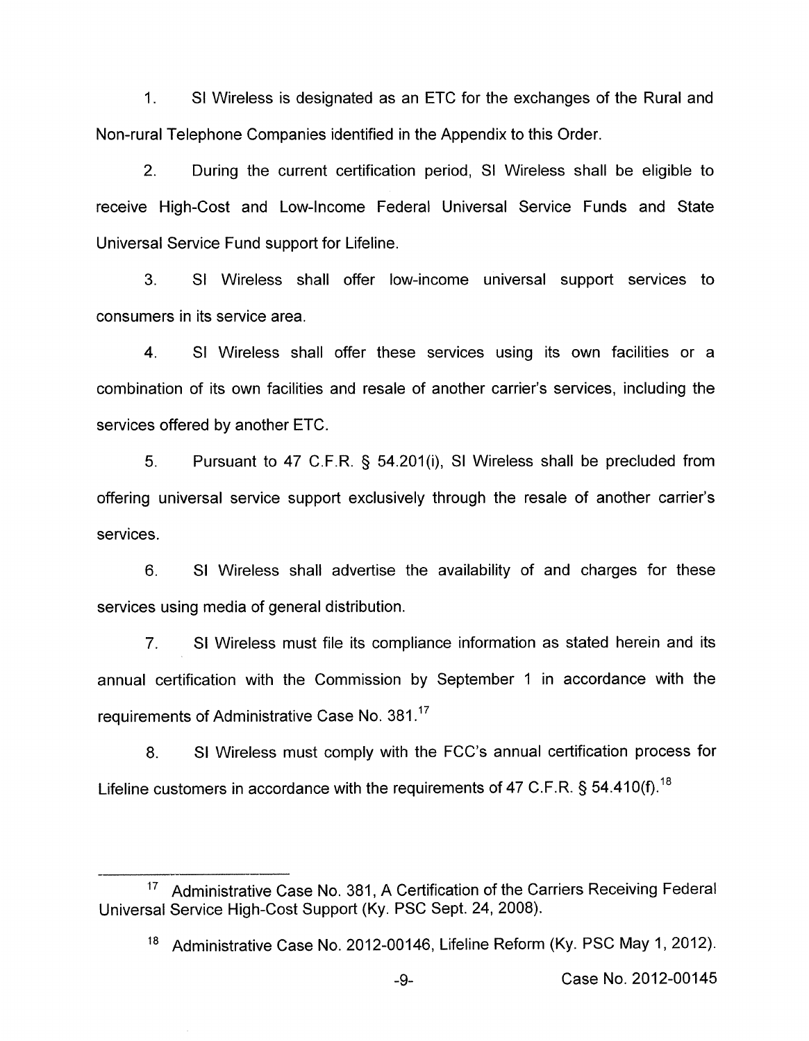1. SI Wireless is designated as an ETC for the exchanges of the Rural and Non-rural Telephone Companies identified in the Appendix to this Order.

2. During the current certification period, SI Wireless shall be eligible to receive High-Cost and Low-Income Federal Universal Service Funds and State Universal Service Fund support for Lifeline.

3. SI Wireless shall offer low-income universal support services to consumers in its service area.

4. SI Wireless shall offer these services using its own facilities or a combination of its own facilities and resale of another carrier's services, including the services offered by another ETC.

5. Pursuant to 47 C.F.R. § 54.201(i), SI Wireless shall be precluded from offering universal service support exclusively through the resale of another carrier's services.

6. SI Wireless shall advertise the availability of and charges for these services using media of general distribution.

7. SI Wireless must file its compliance information as stated herein and its annual certification with the Commission by September 1 in accordance with the requirements of Administrative Case No. 381.[17]

8. SI Wireless must comply with the FCC's annual certification process for Lifeline customers in accordance with the requirements of 47 C.F.R. § 54.410(f).[18]

---

[17] Administrative Case No. 381, A Certification of the Carriers Receiving Federal Universal Service High-Cost Support (Ky. PSC Sept. 24, 2008).

[18] Administrative Case No. 2012-00146, Lifeline Reform (Ky. PSC May 1, 2012).

Case No. 2012-00145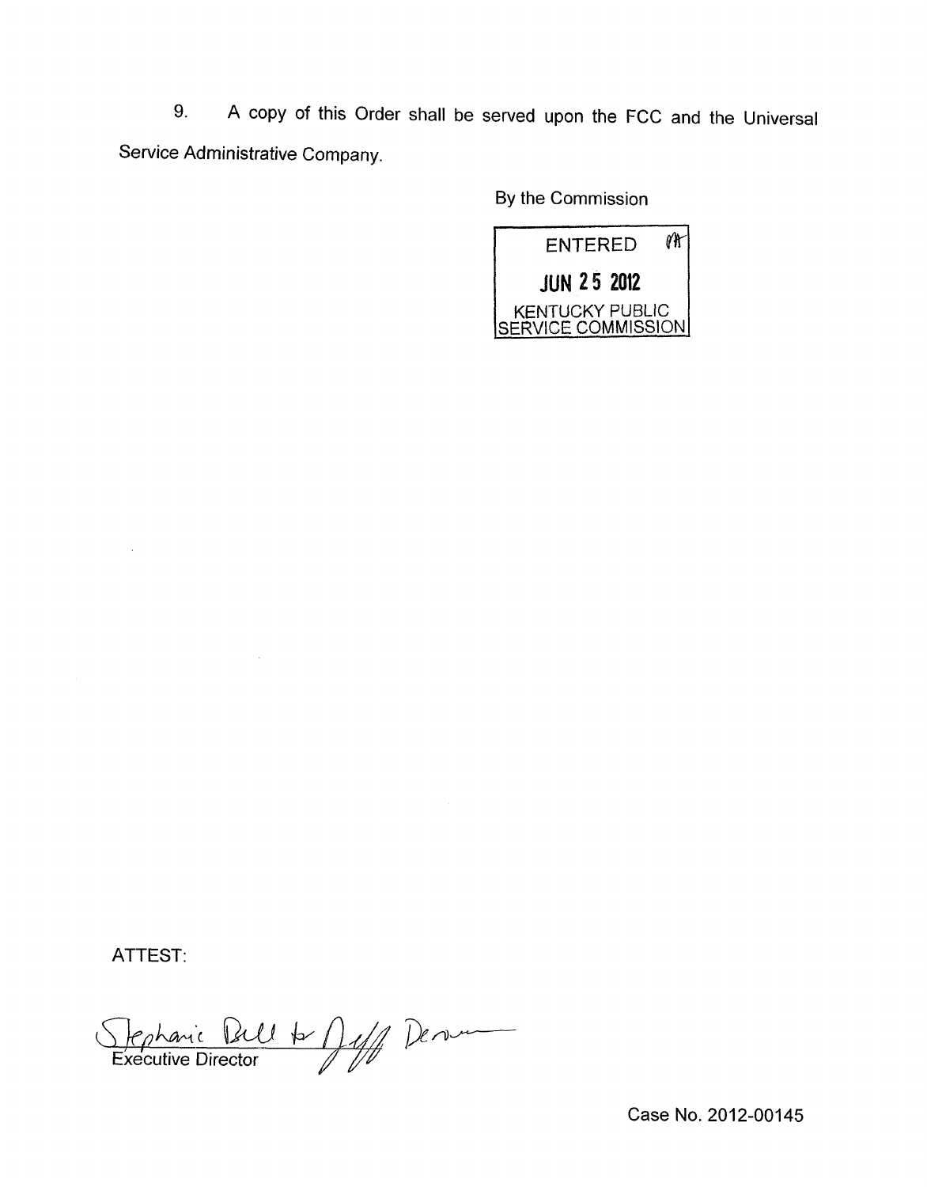9. A copy of this Order shall be served upon the FCC and the Universal Service Administrative Company.

By the Command

ENTERED

JUN 25 2012

KENTUCKY PUBLIC SERVICE COMMISSION

ATTEST:

Stephanie Bell for Jeff Derouen

Executive Director

Case No. 2012-00145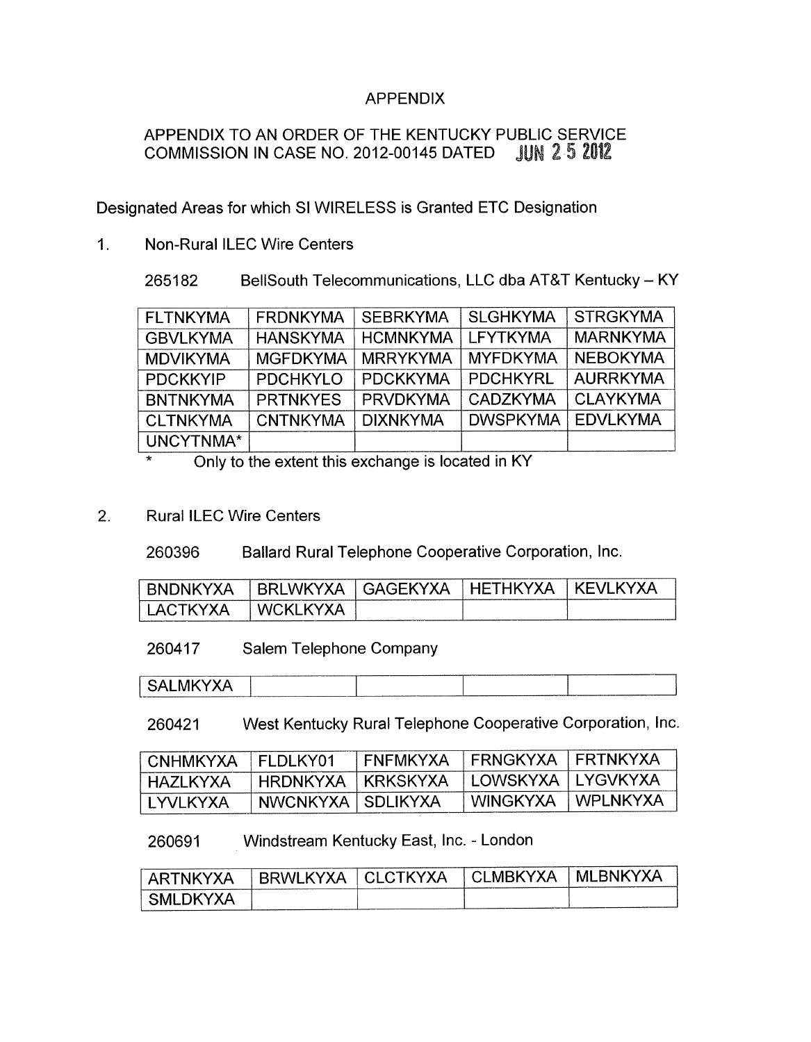# APPENDIX

APPENDIX TO AN ORDER OF THE KENTUCKY PUBLIC SERVICE COMMISSION IN CASE NO. 2012-00145 DATED JUN 25 2012

Designated Areas for which SI WIRELESS is Granted ETC Designation

1. Non-Rural ILEC Wire Centers

265182 BellSouth Telecommunications, LLC dba AT&T Kentucky – KY

| | | | | |
|---|---|---|---|---|
| FLTNKYMA | FRDNKYMA | SEBRKYMA | SLGHKYMA | STRGKYMA |
| GBVLKYMA | HANSKYMA | HCMNKYMA | LFYTKYMA | MARNKYMA |
| MDVIKYMA | MGFDKYMA | MRRYKYMA | MYFDKYMA | NEBOKYMA |
| PDCKKYIP | PDCHKYLO | PDCKKYMA | PDCHKYRL | AURRKYMA |
| BNTNKYMA | PRTNKYES | PRVDKYMA | CADZKYMA | CLAYKYMA |
| CLTNKYMA | CNTNKYMA | DIXNKYMA | DWSPKYMA | EDVLKYMA |
| UNCYTNMA* | | | | |

\* Only to the extent this exchange is located in KY

2. Rural ILEC Wire Centers

260396 Ballard Rural Telephone Cooperative Corporation, Inc.

| | | | | |
|---|---|---|---|---|
| BNDNKYXA | BRLWKYXA | GAGEKYXA | HETHKYXA | KEVLKYXA |
| LACTKYXA | WCKLKYXA | | | |

260417 Salem Telephone Company

| | | | | |
|---|---|---|---|---|
| SALMKYXA | | | | |

260421 West Kentucky Rural Telephone Cooperative Corporation, Inc.

| | | | | |
|---|---|---|---|---|
| CNHMKYXA | FLDLKY01 | FNFMKYXA | FRNGKYXA | FRTNKYXA |
| HAZLKYXA | HRDNKYXA | KRKSKYXA | LOWSKYXA | LYGVKYXA |
| LYVLKYXA | NWCNKYXA | SDLIKYXA | WINGKYXA | WPLNKYXA |

260691 Windstream Kentucky East, Inc. - London

| | | | | |
|---|---|---|---|---|
| ARTNKYXA | BRWLKYXA | CLCTKYXA | CLMBKYXA | MLBNKYXA |
| SMLDKYXA | | | | |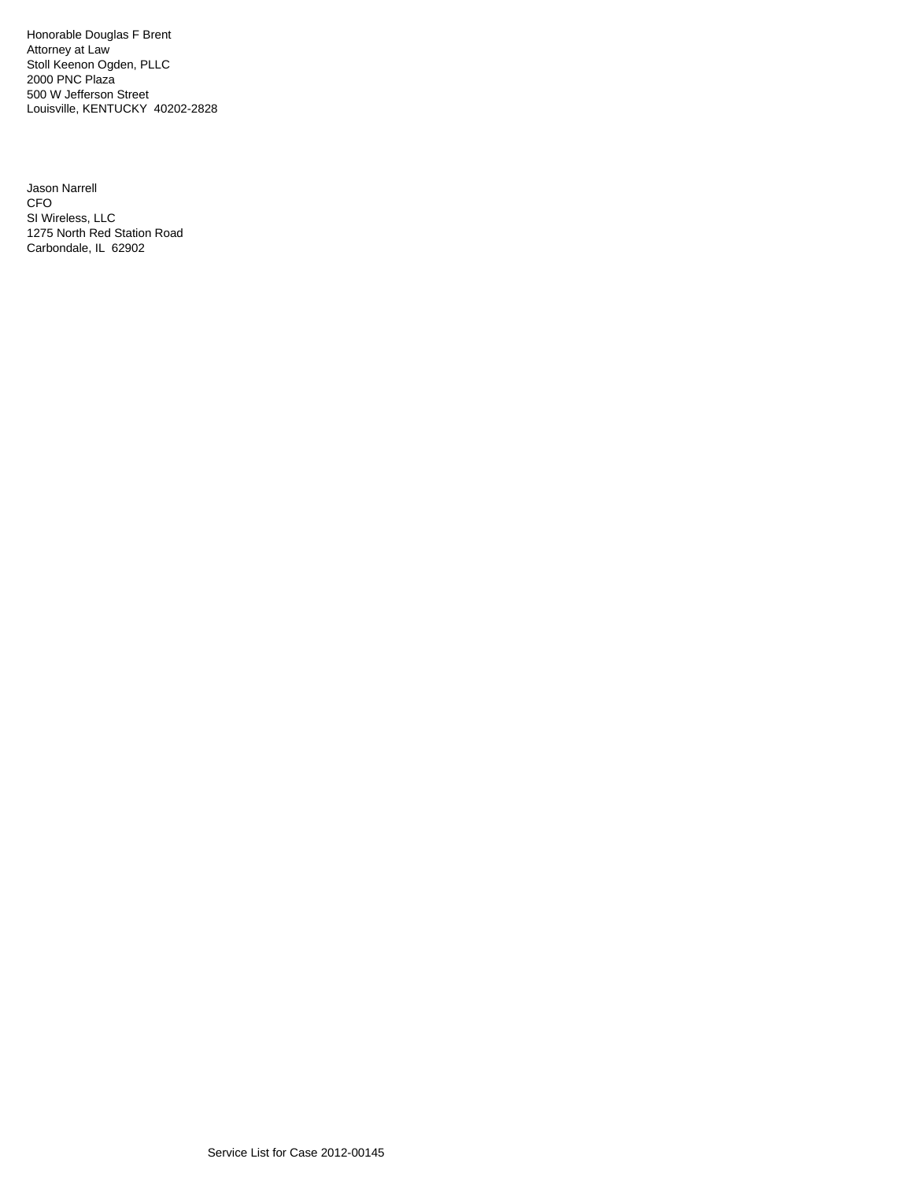Honorable Douglas F Brent
Attorney at Law
Stoll Keenon Ogden, PLLC
2000 PNC Plaza
500 W Jefferson Street
Louisville, KENTUCKY 40202-2828

Jason Narrell
CFO
SI Wireless, LLC
1275 North Red Station Road
Carbondale, IL 62902

Service List for Case 2012-00145